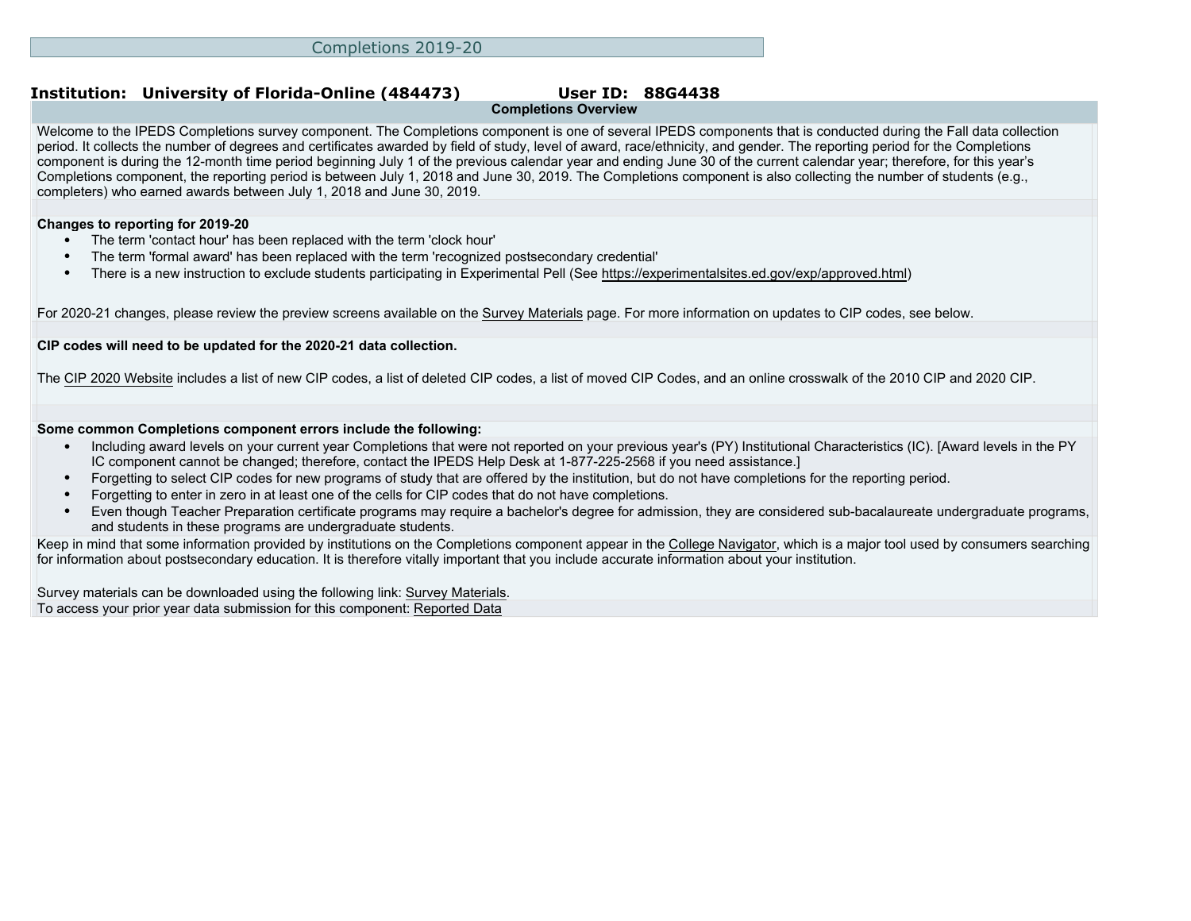# Completions 2019-20

**Institution: University of Florida-Online (484473)** **User ID: 88G4438**

## Completions Overview

Welcome to the IPEDS Completions survey component. The Completions component is one of several IPEDS components that is conducted during the Fall data collection period. It collects the number of degrees and certificates awarded by field of study, level of award, race/ethnicity, and gender. The reporting period for the Completions component is during the 12-month time period beginning July 1 of the previous calendar year and ending June 30 of the current calendar year; therefore, for this year's Completions component, the reporting period is between July 1, 2018 and June 30, 2019. The Completions component is also collecting the number of students (e.g., completers) who earned awards between July 1, 2018 and June 30, 2019.

**Changes to reporting for 2019-20**

- The term 'contact hour' has been replaced with the term 'clock hour'
- The term 'formal award' has been replaced with the term 'recognized postsecondary credential'
- There is a new instruction to exclude students participating in Experimental Pell (See https://experimentalsites.ed.gov/exp/approved.html)

For 2020-21 changes, please review the preview screens available on the Survey Materials page. For more information on updates to CIP codes, see below.

**CIP codes will need to be updated for the 2020-21 data collection.**

The CIP 2020 Website includes a list of new CIP codes, a list of deleted CIP codes, a list of moved CIP Codes, and an online crosswalk of the 2010 CIP and 2020 CIP.

**Some common Completions component errors include the following:**

- Including award levels on your current year Completions that were not reported on your previous year's (PY) Institutional Characteristics (IC). [Award levels in the PY IC component cannot be changed; therefore, contact the IPEDS Help Desk at 1-877-225-2568 if you need assistance.]
- Forgetting to select CIP codes for new programs of study that are offered by the institution, but do not have completions for the reporting period.
- Forgetting to enter in zero in at least one of the cells for CIP codes that do not have completions.
- Even though Teacher Preparation certificate programs may require a bachelor's degree for admission, they are considered sub-bacalaureate undergraduate programs, and students in these programs are undergraduate students.

Keep in mind that some information provided by institutions on the Completions component appear in the College Navigator, which is a major tool used by consumers searching for information about postsecondary education. It is therefore vitally important that you include accurate information about your institution.

Survey materials can be downloaded using the following link: Survey Materials.

To access your prior year data submission for this component: Reported Data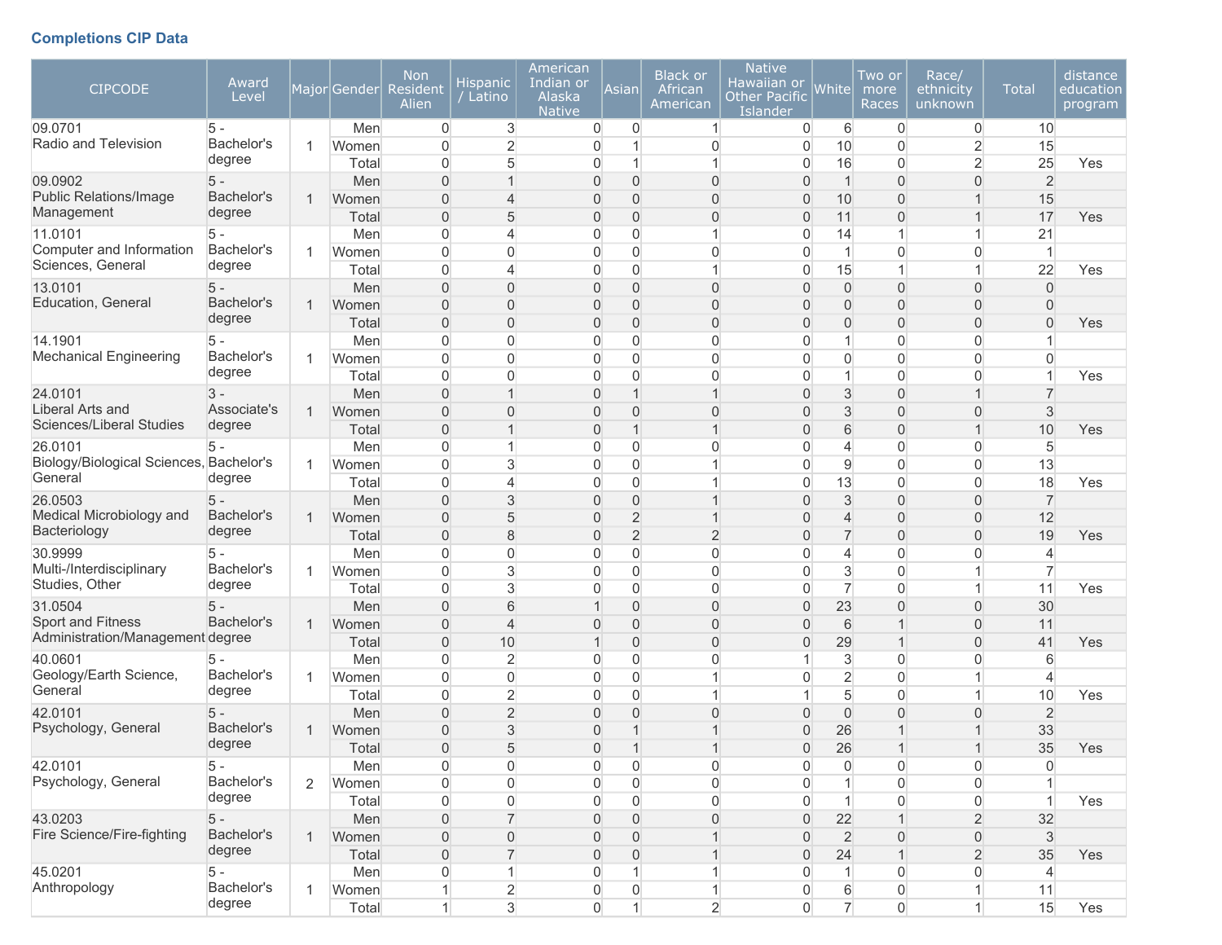### Completions CIP Data

| CIPCODE | Award Level | Major | Gender | Non Resident Alien | Hispanic / Latino | American Indian or Alaska Native | Asian | Black or African American | Native Hawaiian or Other Pacific Islander | White | Two or more Races | Race/ ethnicity unknown | Total | distance education program |
|---|---|---|---|---|---|---|---|---|---|---|---|---|---|---|
| 09.0701 Radio and Television | 5 - Bachelor's degree | 1 | Men | 0 | 3 | 0 | 0 | 1 | 0 | 6 | 0 | 0 | 10 | |
| | | | Women | 0 | 2 | 0 | 1 | 0 | 0 | 10 | 0 | 2 | 15 | |
| | | | Total | 0 | 5 | 0 | 1 | 1 | 0 | 16 | 0 | 2 | 25 | Yes |
| 09.0902 Public Relations/Image Management | 5 - Bachelor's degree | 1 | Men | 0 | 1 | 0 | 0 | 0 | 0 | 1 | 0 | 0 | 2 | |
| | | | Women | 0 | 4 | 0 | 0 | 0 | 0 | 10 | 0 | 1 | 15 | |
| | | | Total | 0 | 5 | 0 | 0 | 0 | 0 | 11 | 0 | 1 | 17 | Yes |
| 11.0101 Computer and Information Sciences, General | 5 - Bachelor's degree | 1 | Men | 0 | 4 | 0 | 0 | 1 | 0 | 14 | 1 | 1 | 21 | |
| | | | Women | 0 | 0 | 0 | 0 | 0 | 0 | 1 | 0 | 0 | 1 | |
| | | | Total | 0 | 4 | 0 | 0 | 1 | 0 | 15 | 1 | 1 | 22 | Yes |
| 13.0101 Education, General | 5 - Bachelor's degree | 1 | Men | 0 | 0 | 0 | 0 | 0 | 0 | 0 | 0 | 0 | 0 | |
| | | | Women | 0 | 0 | 0 | 0 | 0 | 0 | 0 | 0 | 0 | 0 | |
| | | | Total | 0 | 0 | 0 | 0 | 0 | 0 | 0 | 0 | 0 | 0 | Yes |
| 14.1901 Mechanical Engineering | 5 - Bachelor's degree | 1 | Men | 0 | 0 | 0 | 0 | 0 | 0 | 1 | 0 | 0 | 1 | |
| | | | Women | 0 | 0 | 0 | 0 | 0 | 0 | 0 | 0 | 0 | 0 | |
| | | | Total | 0 | 0 | 0 | 0 | 0 | 0 | 1 | 0 | 0 | 1 | Yes |
| 24.0101 Liberal Arts and Sciences/Liberal Studies | 3 - Associate's degree | 1 | Men | 0 | 1 | 0 | 1 | 1 | 0 | 3 | 0 | 1 | 7 | |
| | | | Women | 0 | 0 | 0 | 0 | 0 | 0 | 3 | 0 | 0 | 3 | |
| | | | Total | 0 | 1 | 0 | 1 | 1 | 0 | 6 | 0 | 1 | 10 | Yes |
| 26.0101 Biology/Biological Sciences, General | 5 - Bachelor's degree | 1 | Men | 0 | 1 | 0 | 0 | 0 | 0 | 4 | 0 | 0 | 5 | |
| | | | Women | 0 | 3 | 0 | 0 | 1 | 0 | 9 | 0 | 0 | 13 | |
| | | | Total | 0 | 4 | 0 | 0 | 1 | 0 | 13 | 0 | 0 | 18 | Yes |
| 26.0503 Medical Microbiology and Bacteriology | 5 - Bachelor's degree | 1 | Men | 0 | 3 | 0 | 0 | 1 | 0 | 3 | 0 | 0 | 7 | |
| | | | Women | 0 | 5 | 0 | 2 | 1 | 0 | 4 | 0 | 0 | 12 | |
| | | | Total | 0 | 8 | 0 | 2 | 2 | 0 | 7 | 0 | 0 | 19 | Yes |
| 30.9999 Multi-/Interdisciplinary Studies, Other | 5 - Bachelor's degree | 1 | Men | 0 | 0 | 0 | 0 | 0 | 0 | 4 | 0 | 0 | 4 | |
| | | | Women | 0 | 3 | 0 | 0 | 0 | 0 | 3 | 0 | 1 | 7 | |
| | | | Total | 0 | 3 | 0 | 0 | 0 | 0 | 7 | 0 | 1 | 11 | Yes |
| 31.0504 Sport and Fitness Administration/Management | 5 - Bachelor's degree | 1 | Men | 0 | 6 | 1 | 0 | 0 | 0 | 23 | 0 | 0 | 30 | |
| | | | Women | 0 | 4 | 0 | 0 | 0 | 0 | 6 | 1 | 0 | 11 | |
| | | | Total | 0 | 10 | 1 | 0 | 0 | 0 | 29 | 1 | 0 | 41 | Yes |
| 40.0601 Geology/Earth Science, General | 5 - Bachelor's degree | 1 | Men | 0 | 2 | 0 | 0 | 0 | 1 | 3 | 0 | 0 | 6 | |
| | | | Women | 0 | 0 | 0 | 0 | 1 | 0 | 2 | 0 | 1 | 4 | |
| | | | Total | 0 | 2 | 0 | 0 | 1 | 1 | 5 | 0 | 1 | 10 | Yes |
| 42.0101 Psychology, General | 5 - Bachelor's degree | 1 | Men | 0 | 2 | 0 | 0 | 0 | 0 | 0 | 0 | 0 | 2 | |
| | | | Women | 0 | 3 | 0 | 1 | 1 | 0 | 26 | 1 | 1 | 33 | |
| | | | Total | 0 | 5 | 0 | 1 | 1 | 0 | 26 | 1 | 1 | 35 | Yes |
| 42.0101 Psychology, General | 5 - Bachelor's degree | 2 | Men | 0 | 0 | 0 | 0 | 0 | 0 | 0 | 0 | 0 | 0 | |
| | | | Women | 0 | 0 | 0 | 0 | 0 | 0 | 1 | 0 | 0 | 1 | |
| | | | Total | 0 | 0 | 0 | 0 | 0 | 0 | 1 | 0 | 0 | 1 | Yes |
| 43.0203 Fire Science/Fire-fighting | 5 - Bachelor's degree | 1 | Men | 0 | 7 | 0 | 0 | 0 | 0 | 22 | 1 | 2 | 32 | |
| | | | Women | 0 | 0 | 0 | 0 | 1 | 0 | 2 | 0 | 0 | 3 | |
| | | | Total | 0 | 7 | 0 | 0 | 1 | 0 | 24 | 1 | 2 | 35 | Yes |
| 45.0201 Anthropology | 5 - Bachelor's degree | 1 | Men | 0 | 1 | 0 | 1 | 1 | 0 | 1 | 0 | 0 | 4 | |
| | | | Women | 1 | 2 | 0 | 0 | 1 | 0 | 6 | 0 | 1 | 11 | |
| | | | Total | 1 | 3 | 0 | 1 | 2 | 0 | 7 | 0 | 1 | 15 | Yes |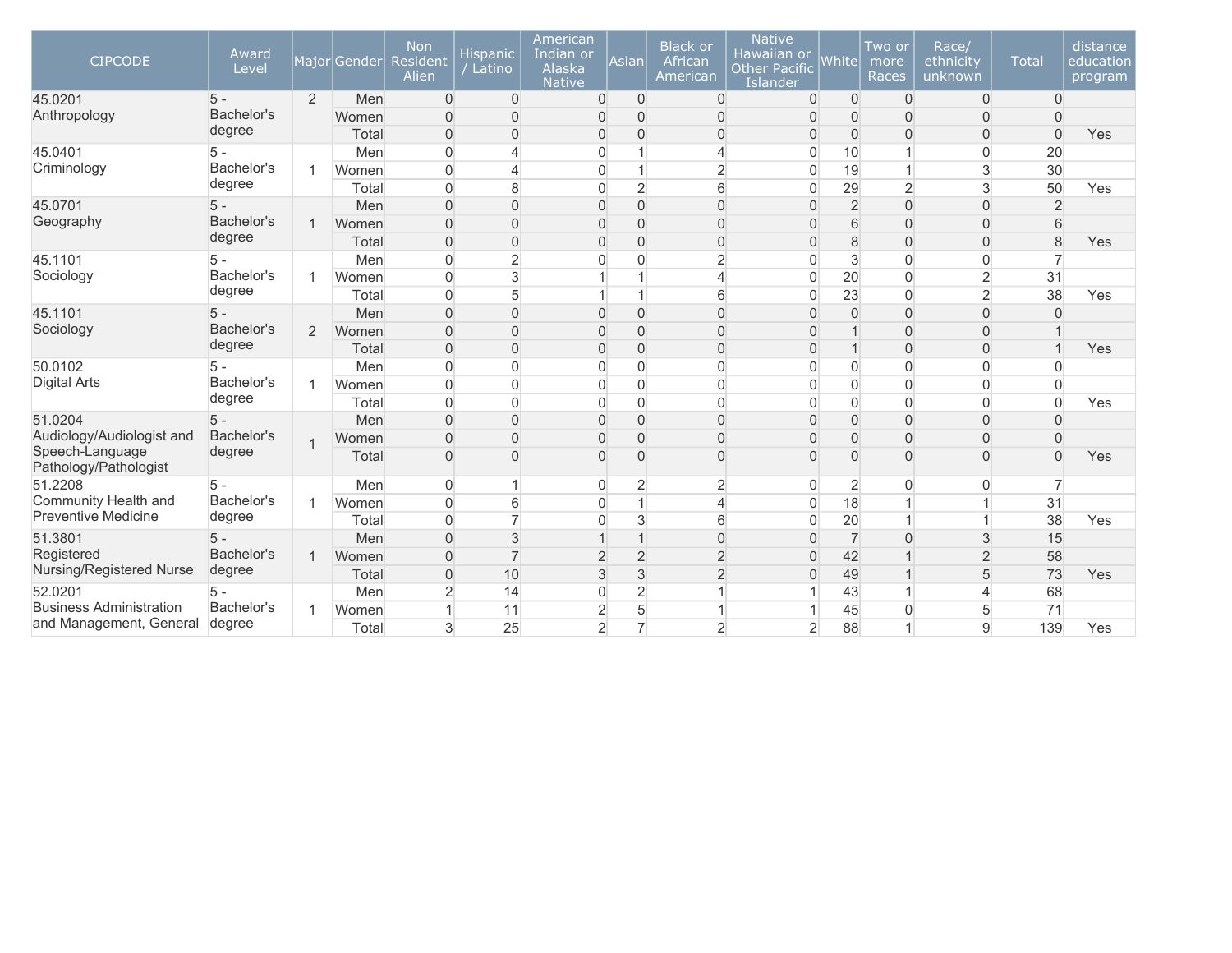| CIPCODE | Award Level | Major | Gender | Non Resident Alien | Hispanic / Latino | American Indian or Alaska Native | Asian | Black or African American | Native Hawaiian or Other Pacific Islander | White | Two or more Races | Race/ ethnicity unknown | Total | distance education program |
|---|---|---|---|---|---|---|---|---|---|---|---|---|---|---|
| 45.0201 Anthropology | 5 - Bachelor's degree | 2 | Men | 0 | 0 | 0 | 0 | 0 | 0 | 0 | 0 | 0 | 0 | |
| | | | Women | 0 | 0 | 0 | 0 | 0 | 0 | 0 | 0 | 0 | 0 | |
| | | | Total | 0 | 0 | 0 | 0 | 0 | 0 | 0 | 0 | 0 | 0 | Yes |
| 45.0401 Criminology | 5 - Bachelor's degree | 1 | Men | 0 | 4 | 0 | 1 | 4 | 0 | 10 | 1 | 0 | 20 | |
| | | | Women | 0 | 4 | 0 | 1 | 2 | 0 | 19 | 1 | 3 | 30 | |
| | | | Total | 0 | 8 | 0 | 2 | 6 | 0 | 29 | 2 | 3 | 50 | Yes |
| 45.0701 Geography | 5 - Bachelor's degree | 1 | Men | 0 | 0 | 0 | 0 | 0 | 0 | 2 | 0 | 0 | 2 | |
| | | | Women | 0 | 0 | 0 | 0 | 0 | 0 | 6 | 0 | 0 | 6 | |
| | | | Total | 0 | 0 | 0 | 0 | 0 | 0 | 8 | 0 | 0 | 8 | Yes |
| 45.1101 Sociology | 5 - Bachelor's degree | 1 | Men | 0 | 2 | 0 | 0 | 2 | 0 | 3 | 0 | 0 | 7 | |
| | | | Women | 0 | 3 | 1 | 1 | 4 | 0 | 20 | 0 | 2 | 31 | |
| | | | Total | 0 | 5 | 1 | 1 | 6 | 0 | 23 | 0 | 2 | 38 | Yes |
| 45.1101 Sociology | 5 - Bachelor's degree | 2 | Men | 0 | 0 | 0 | 0 | 0 | 0 | 0 | 0 | 0 | 0 | |
| | | | Women | 0 | 0 | 0 | 0 | 0 | 0 | 1 | 0 | 0 | 1 | |
| | | | Total | 0 | 0 | 0 | 0 | 0 | 0 | 1 | 0 | 0 | 1 | Yes |
| 50.0102 Digital Arts | 5 - Bachelor's degree | 1 | Men | 0 | 0 | 0 | 0 | 0 | 0 | 0 | 0 | 0 | 0 | |
| | | | Women | 0 | 0 | 0 | 0 | 0 | 0 | 0 | 0 | 0 | 0 | |
| | | | Total | 0 | 0 | 0 | 0 | 0 | 0 | 0 | 0 | 0 | 0 | Yes |
| 51.0204 Audiology/Audiologist and Speech-Language Pathology/Pathologist | 5 - Bachelor's degree | 1 | Men | 0 | 0 | 0 | 0 | 0 | 0 | 0 | 0 | 0 | 0 | |
| | | | Women | 0 | 0 | 0 | 0 | 0 | 0 | 0 | 0 | 0 | 0 | |
| | | | Total | 0 | 0 | 0 | 0 | 0 | 0 | 0 | 0 | 0 | 0 | Yes |
| 51.2208 Community Health and Preventive Medicine | 5 - Bachelor's degree | 1 | Men | 0 | 1 | 0 | 2 | 2 | 0 | 2 | 0 | 0 | 7 | |
| | | | Women | 0 | 6 | 0 | 1 | 4 | 0 | 18 | 1 | 1 | 31 | |
| | | | Total | 0 | 7 | 0 | 3 | 6 | 0 | 20 | 1 | 1 | 38 | Yes |
| 51.3801 Registered Nursing/Registered Nurse | 5 - Bachelor's degree | 1 | Men | 0 | 3 | 1 | 1 | 0 | 0 | 7 | 0 | 3 | 15 | |
| | | | Women | 0 | 7 | 2 | 2 | 2 | 0 | 42 | 1 | 2 | 58 | |
| | | | Total | 0 | 10 | 3 | 3 | 2 | 0 | 49 | 1 | 5 | 73 | Yes |
| 52.0201 Business Administration and Management, General | 5 - Bachelor's degree | 1 | Men | 2 | 14 | 0 | 2 | 1 | 1 | 43 | 1 | 4 | 68 | |
| | | | Women | 1 | 11 | 2 | 5 | 1 | 1 | 45 | 0 | 5 | 71 | |
| | | | Total | 3 | 25 | 2 | 7 | 2 | 2 | 88 | 1 | 9 | 139 | Yes |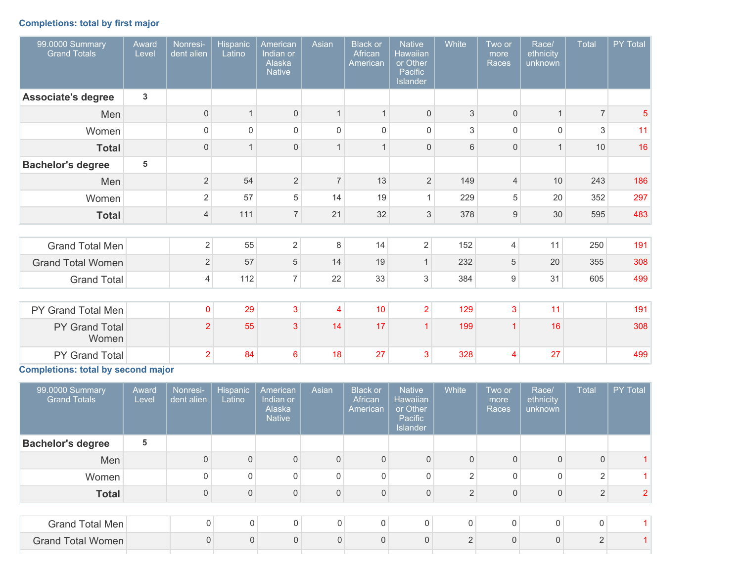### Completions: total by first major

| 99.0000 Summary Grand Totals | Award Level | Nonresident alien | Hispanic Latino | American Indian or Alaska Native | Asian | Black or African American | Native Hawaiian or Other Pacific Islander | White | Two or more Races | Race/ ethnicity unknown | Total | PY Total |
|---|---|---|---|---|---|---|---|---|---|---|---|---|
| **Associate's degree** | 3 | | | | | | | | | | | |
| Men | | 0 | 1 | 0 | 1 | 1 | 0 | 3 | 0 | 1 | 7 | 5 |
| Women | | 0 | 0 | 0 | 0 | 0 | 0 | 3 | 0 | 0 | 3 | 11 |
| **Total** | | 0 | 1 | 0 | 1 | 1 | 0 | 6 | 0 | 1 | 10 | 16 |
| **Bachelor's degree** | 5 | | | | | | | | | | | |
| Men | | 2 | 54 | 2 | 7 | 13 | 2 | 149 | 4 | 10 | 243 | 186 |
| Women | | 2 | 57 | 5 | 14 | 19 | 1 | 229 | 5 | 20 | 352 | 297 |
| **Total** | | 4 | 111 | 7 | 21 | 32 | 3 | 378 | 9 | 30 | 595 | 483 |
| Grand Total Men | | 2 | 55 | 2 | 8 | 14 | 2 | 152 | 4 | 11 | 250 | 191 |
| Grand Total Women | | 2 | 57 | 5 | 14 | 19 | 1 | 232 | 5 | 20 | 355 | 308 |
| Grand Total | | 4 | 112 | 7 | 22 | 33 | 3 | 384 | 9 | 31 | 605 | 499 |
| PY Grand Total Men | | 0 | 29 | 3 | 4 | 10 | 2 | 129 | 3 | 11 | | 191 |
| PY Grand Total Women | | 2 | 55 | 3 | 14 | 17 | 1 | 199 | 1 | 16 | | 308 |
| PY Grand Total | | 2 | 84 | 6 | 18 | 27 | 3 | 328 | 4 | 27 | | 499 |

### Completions: total by second major

| 99.0000 Summary Grand Totals | Award Level | Nonresident alien | Hispanic Latino | American Indian or Alaska Native | Asian | Black or African American | Native Hawaiian or Other Pacific Islander | White | Two or more Races | Race/ ethnicity unknown | Total | PY Total |
|---|---|---|---|---|---|---|---|---|---|---|---|---|
| **Bachelor's degree** | 5 | | | | | | | | | | | |
| Men | | 0 | 0 | 0 | 0 | 0 | 0 | 0 | 0 | 0 | 0 | 1 |
| Women | | 0 | 0 | 0 | 0 | 0 | 0 | 2 | 0 | 0 | 2 | 1 |
| **Total** | | 0 | 0 | 0 | 0 | 0 | 0 | 2 | 0 | 0 | 2 | 2 |
| Grand Total Men | | 0 | 0 | 0 | 0 | 0 | 0 | 0 | 0 | 0 | 0 | 1 |
| Grand Total Women | | 0 | 0 | 0 | 0 | 0 | 0 | 2 | 0 | 0 | 2 | 1 |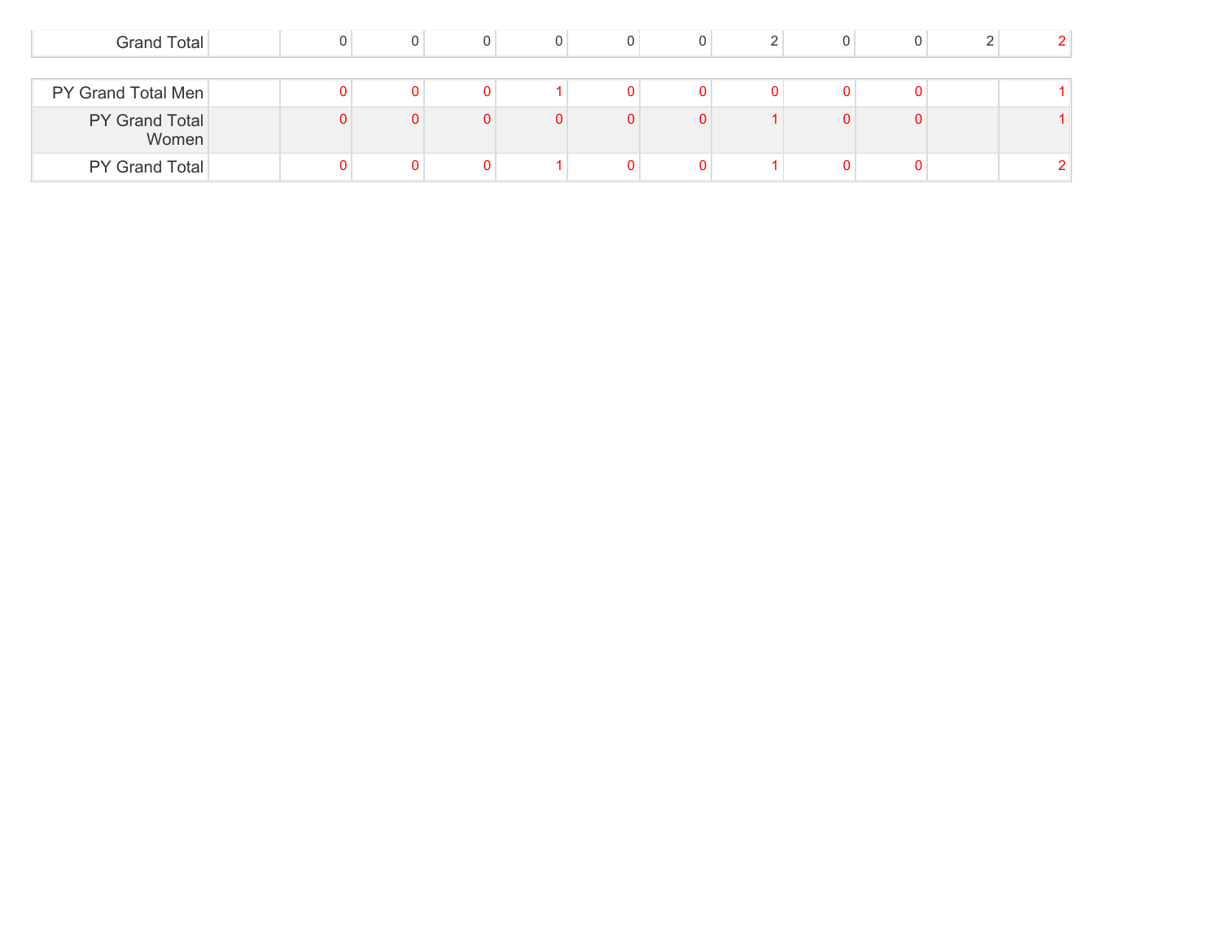| | | | | | | | | | | | |
|---|---|---|---|---|---|---|---|---|---|---|---|
| Grand Total | | 0 | 0 | 0 | 0 | 0 | 0 | 2 | 0 | 0 | 2 | 2 |

| | | | | | | | | | | | |
|---|---|---|---|---|---|---|---|---|---|---|---|
| PY Grand Total Men | | 0 | 0 | 0 | 1 | 0 | 0 | 0 | 0 | 0 | | 1 |
| PY Grand Total Women | | 0 | 0 | 0 | 0 | 0 | 0 | 1 | 0 | 0 | | 1 |
| PY Grand Total | | 0 | 0 | 0 | 1 | 0 | 0 | 1 | 0 | 0 | | 2 |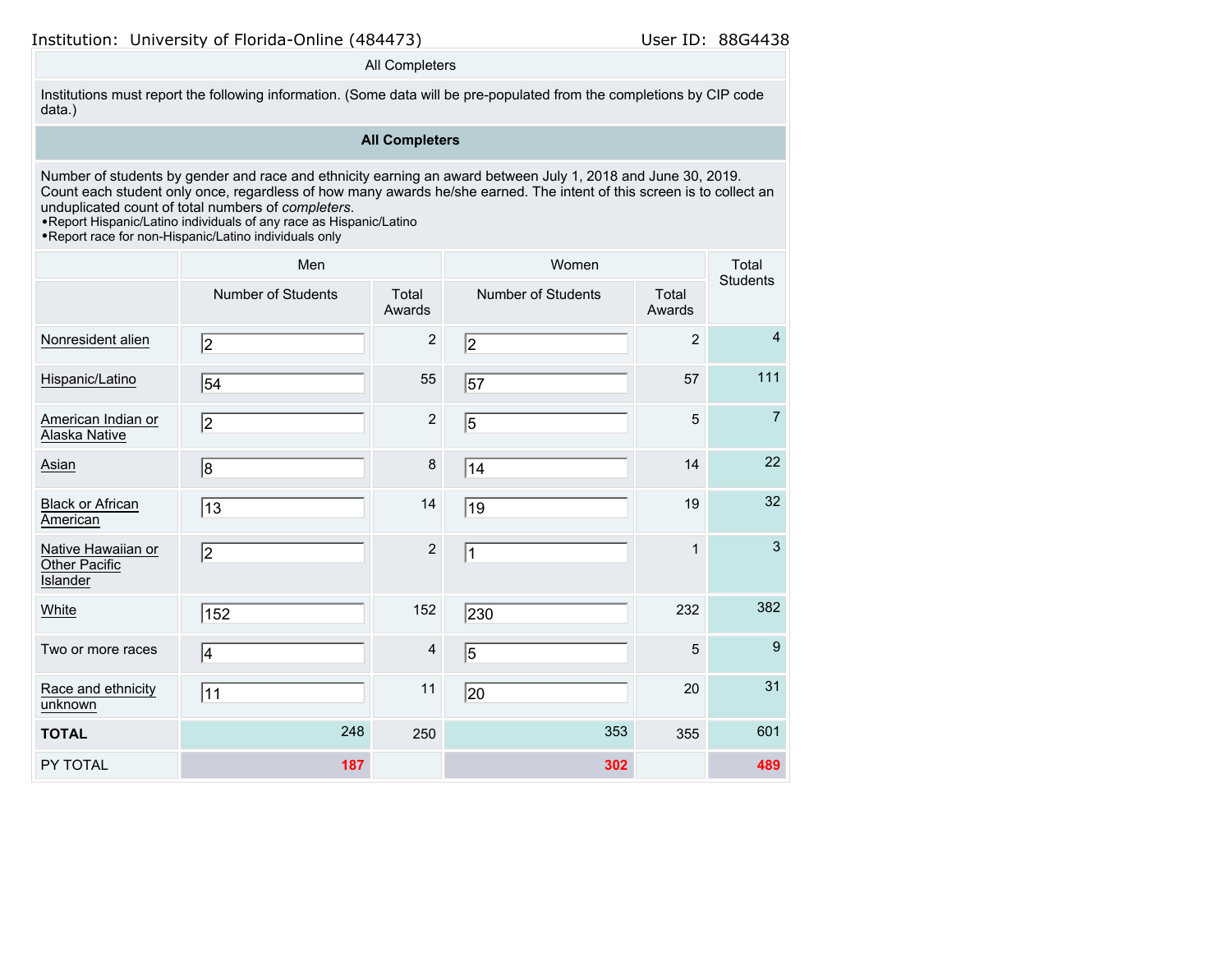Institution: University of Florida-Online (484473) User ID: 88G4438

All Completers

Institutions must report the following information. (Some data will be pre-populated from the completions by CIP code data.)

**All Completers**

Number of students by gender and race and ethnicity earning an award between July 1, 2018 and June 30, 2019. Count each student only once, regardless of how many awards he/she earned. The intent of this screen is to collect an unduplicated count of total numbers of *completers*.
•Report Hispanic/Latino individuals of any race as Hispanic/Latino
•Report race for non-Hispanic/Latino individuals only

| | Men | | Women | | Total Students |
|---|---|---|---|---|---|
| | Number of Students | Total Awards | Number of Students | Total Awards | |
| Nonresident alien | 2 | 2 | 2 | 2 | 4 |
| Hispanic/Latino | 54 | 55 | 57 | 57 | 111 |
| American Indian or Alaska Native | 2 | 2 | 5 | 5 | 7 |
| Asian | 8 | 8 | 14 | 14 | 22 |
| Black or African American | 13 | 14 | 19 | 19 | 32 |
| Native Hawaiian or Other Pacific Islander | 2 | 2 | 1 | 1 | 3 |
| White | 152 | 152 | 230 | 232 | 382 |
| Two or more races | 4 | 4 | 5 | 5 | 9 |
| Race and ethnicity unknown | 11 | 11 | 20 | 20 | 31 |
| **TOTAL** | 248 | 250 | 353 | 355 | 601 |
| PY TOTAL | 187 | | 302 | | 489 |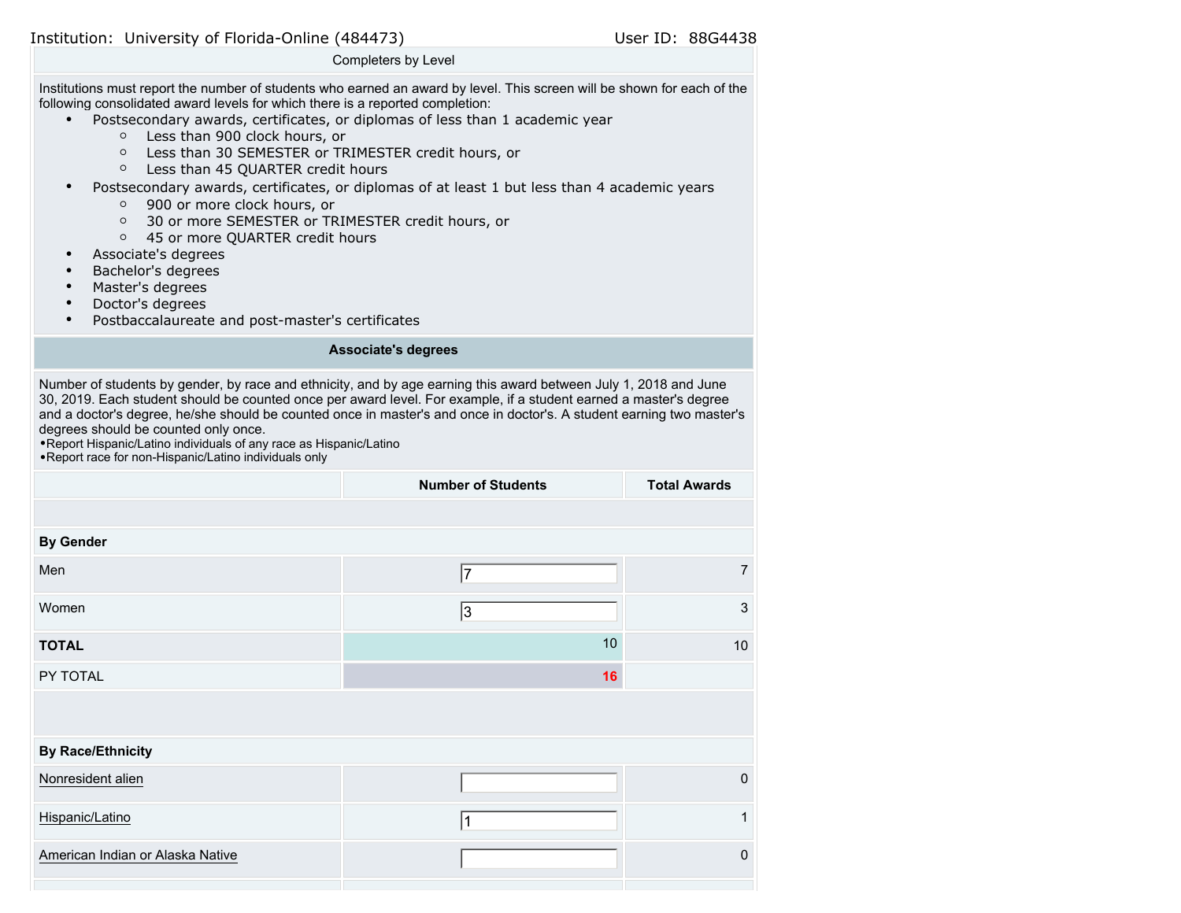Institution: University of Florida-Online (484473) User ID: 88G4438

## Completers by Level

Institutions must report the number of students who earned an award by level. This screen will be shown for each of the following consolidated award levels for which there is a reported completion:

- Postsecondary awards, certificates, or diplomas of less than 1 academic year
  - Less than 900 clock hours, or
  - Less than 30 SEMESTER or TRIMESTER credit hours, or
  - Less than 45 QUARTER credit hours
- Postsecondary awards, certificates, or diplomas of at least 1 but less than 4 academic years
  - 900 or more clock hours, or
  - 30 or more SEMESTER or TRIMESTER credit hours, or
  - 45 or more QUARTER credit hours
- Associate's degrees
- Bachelor's degrees
- Master's degrees
- Doctor's degrees
- Postbaccalaureate and post-master's certificates

### Associate's degrees

Number of students by gender, by race and ethnicity, and by age earning this award between July 1, 2018 and June 30, 2019. Each student should be counted once per award level. For example, if a student earned a master's degree and a doctor's degree, he/she should be counted once in master's and once in doctor's. A student earning two master's degrees should be counted only once.
•Report Hispanic/Latino individuals of any race as Hispanic/Latino
•Report race for non-Hispanic/Latino individuals only

| | Number of Students | Total Awards |
|---|---|---|
| **By Gender** | | |
| Men | 7 | 7 |
| Women | 3 | 3 |
| **TOTAL** | 10 | 10 |
| PY TOTAL | 16 | |
| **By Race/Ethnicity** | | |
| Nonresident alien | | 0 |
| Hispanic/Latino | 1 | 1 |
| American Indian or Alaska Native | | 0 |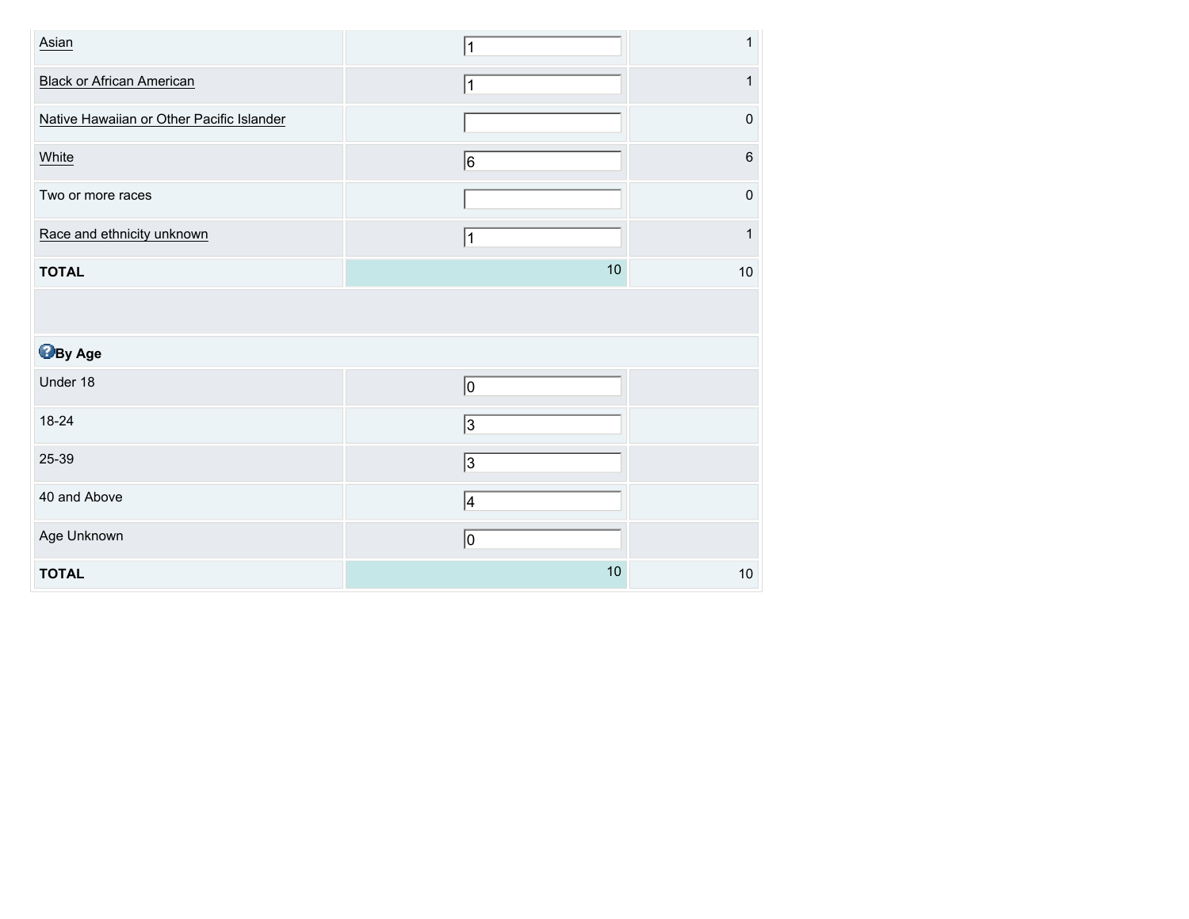| | | |
|---|---|---|
| Asian | 1 | 1 |
| Black or African American | 1 | 1 |
| Native Hawaiian or Other Pacific Islander | | 0 |
| White | 6 | 6 |
| Two or more races | | 0 |
| Race and ethnicity unknown | 1 | 1 |
| **TOTAL** | 10 | 10 |

| **By Age** | | |
|---|---|---|
| Under 18 | 0 | |
| 18-24 | 3 | |
| 25-39 | 3 | |
| 40 and Above | 4 | |
| Age Unknown | 0 | |
| **TOTAL** | 10 | 10 |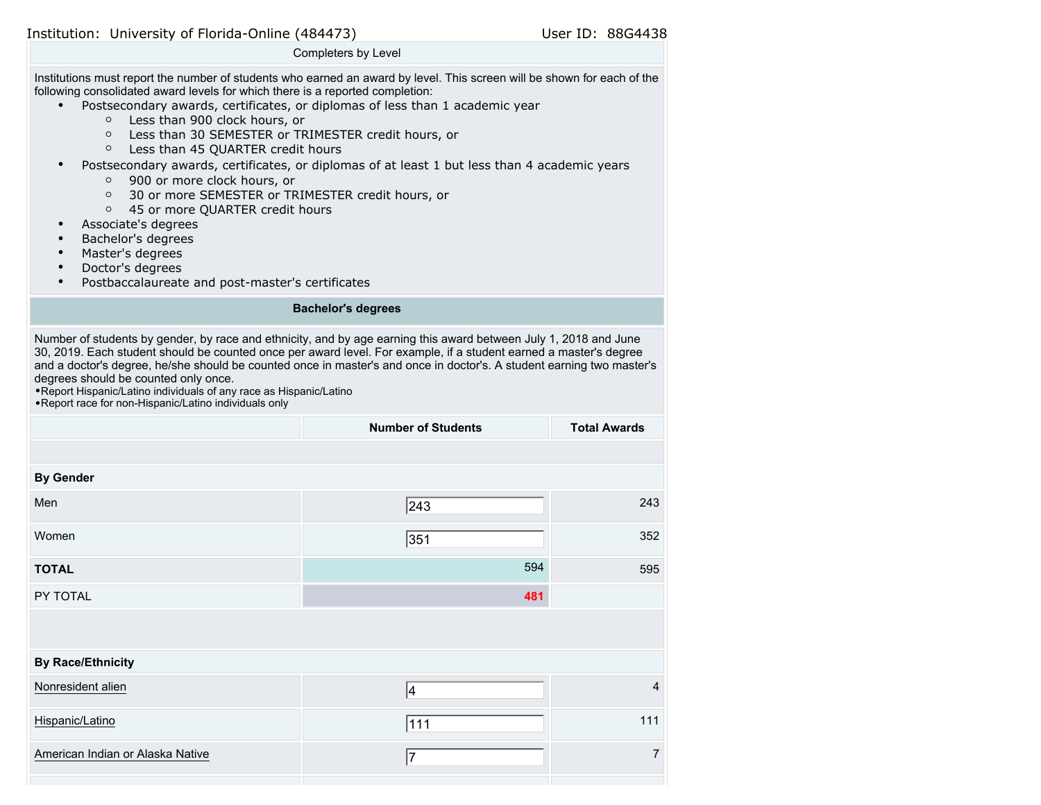Institution: University of Florida-Online (484473)　　　　User ID: 88G4438

Completers by Level

Institutions must report the number of students who earned an award by level. This screen will be shown for each of the following consolidated award levels for which there is a reported completion:

- Postsecondary awards, certificates, or diplomas of less than 1 academic year
  - Less than 900 clock hours, or
  - Less than 30 SEMESTER or TRIMESTER credit hours, or
  - Less than 45 QUARTER credit hours
- Postsecondary awards, certificates, or diplomas of at least 1 but less than 4 academic years
  - 900 or more clock hours, or
  - 30 or more SEMESTER or TRIMESTER credit hours, or
  - 45 or more QUARTER credit hours
- Associate's degrees
- Bachelor's degrees
- Master's degrees
- Doctor's degrees
- Postbaccalaureate and post-master's certificates

## Bachelor's degrees

Number of students by gender, by race and ethnicity, and by age earning this award between July 1, 2018 and June 30, 2019. Each student should be counted once per award level. For example, if a student earned a master's degree and a doctor's degree, he/she should be counted once in master's and once in doctor's. A student earning two master's degrees should be counted only once.
•Report Hispanic/Latino individuals of any race as Hispanic/Latino
•Report race for non-Hispanic/Latino individuals only

| | Number of Students | Total Awards |
|---|---|---|
| **By Gender** | | |
| Men | 243 | 243 |
| Women | 351 | 352 |
| **TOTAL** | 594 | 595 |
| PY TOTAL | 481 | |
| **By Race/Ethnicity** | | |
| Nonresident alien | 4 | 4 |
| Hispanic/Latino | 111 | 111 |
| American Indian or Alaska Native | 7 | 7 |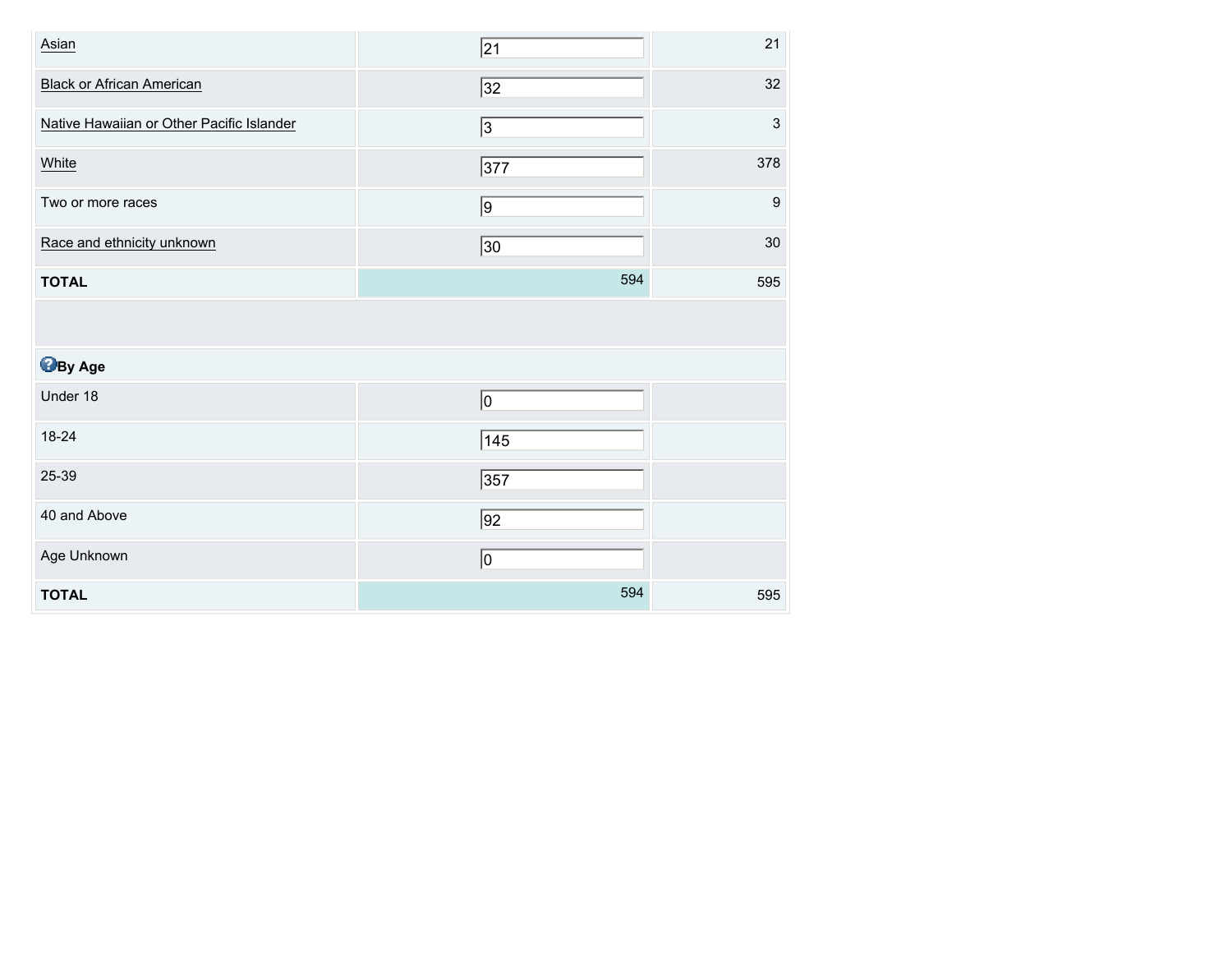| | | |
|---|---|---|
| Asian | 21 | 21 |
| Black or African American | 32 | 32 |
| Native Hawaiian or Other Pacific Islander | 3 | 3 |
| White | 377 | 378 |
| Two or more races | 9 | 9 |
| Race and ethnicity unknown | 30 | 30 |
| **TOTAL** | 594 | 595 |

**By Age**

| | | |
|---|---|---|
| Under 18 | 0 | |
| 18-24 | 145 | |
| 25-39 | 357 | |
| 40 and Above | 92 | |
| Age Unknown | 0 | |
| **TOTAL** | 594 | 595 |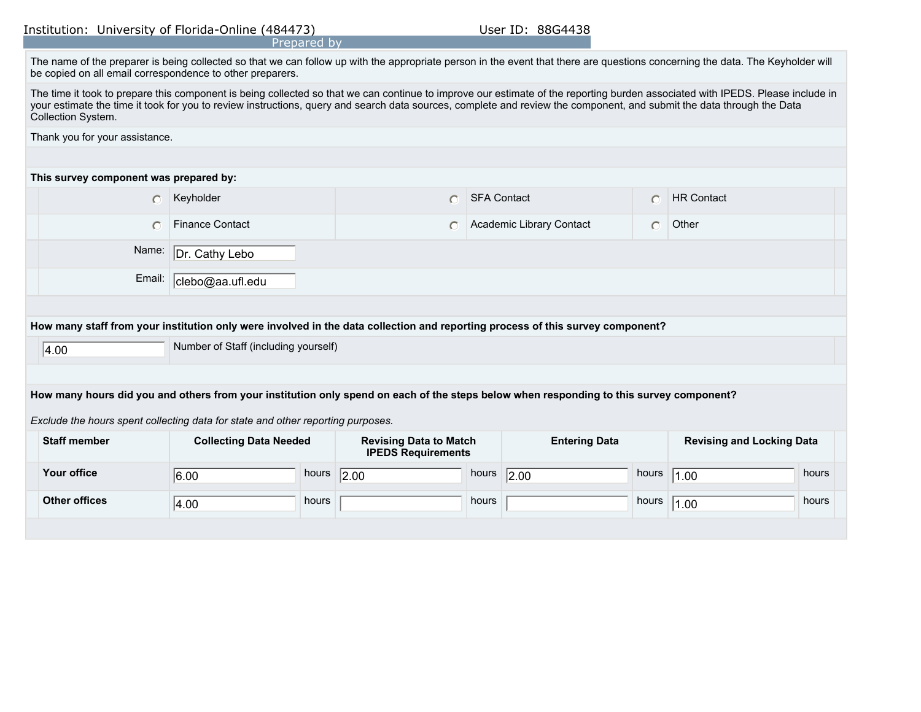Institution: University of Florida-Online (484473) User ID: 88G4438

## Prepared by

The name of the preparer is being collected so that we can follow up with the appropriate person in the event that there are questions concerning the data. The Keyholder will be copied on all email correspondence to other preparers.

The time it took to prepare this component is being collected so that we can continue to improve our estimate of the reporting burden associated with IPEDS. Please include in your estimate the time it took for you to review instructions, query and search data sources, complete and review the component, and submit the data through the Data Collection System.

Thank you for your assistance.

**This survey component was prepared by:**

| | | |
|---|---|---|
| ○ Keyholder | ○ SFA Contact | ○ HR Contact |
| ○ Finance Contact | ○ Academic Library Contact | ○ Other |

Name: Dr. Cathy Lebo

Email: clebo@aa.ufl.edu

**How many staff from your institution only were involved in the data collection and reporting process of this survey component?**

4.00 Number of Staff (including yourself)

**How many hours did you and others from your institution only spend on each of the steps below when responding to this survey component?**

*Exclude the hours spent collecting data for state and other reporting purposes.*

| Staff member | Collecting Data Needed | Revising Data to Match IPEDS Requirements | Entering Data | Revising and Locking Data |
|---|---|---|---|---|
| **Your office** | 6.00 hours | 2.00 hours | 2.00 hours | 1.00 hours |
| **Other offices** | 4.00 hours | hours | hours | 1.00 hours |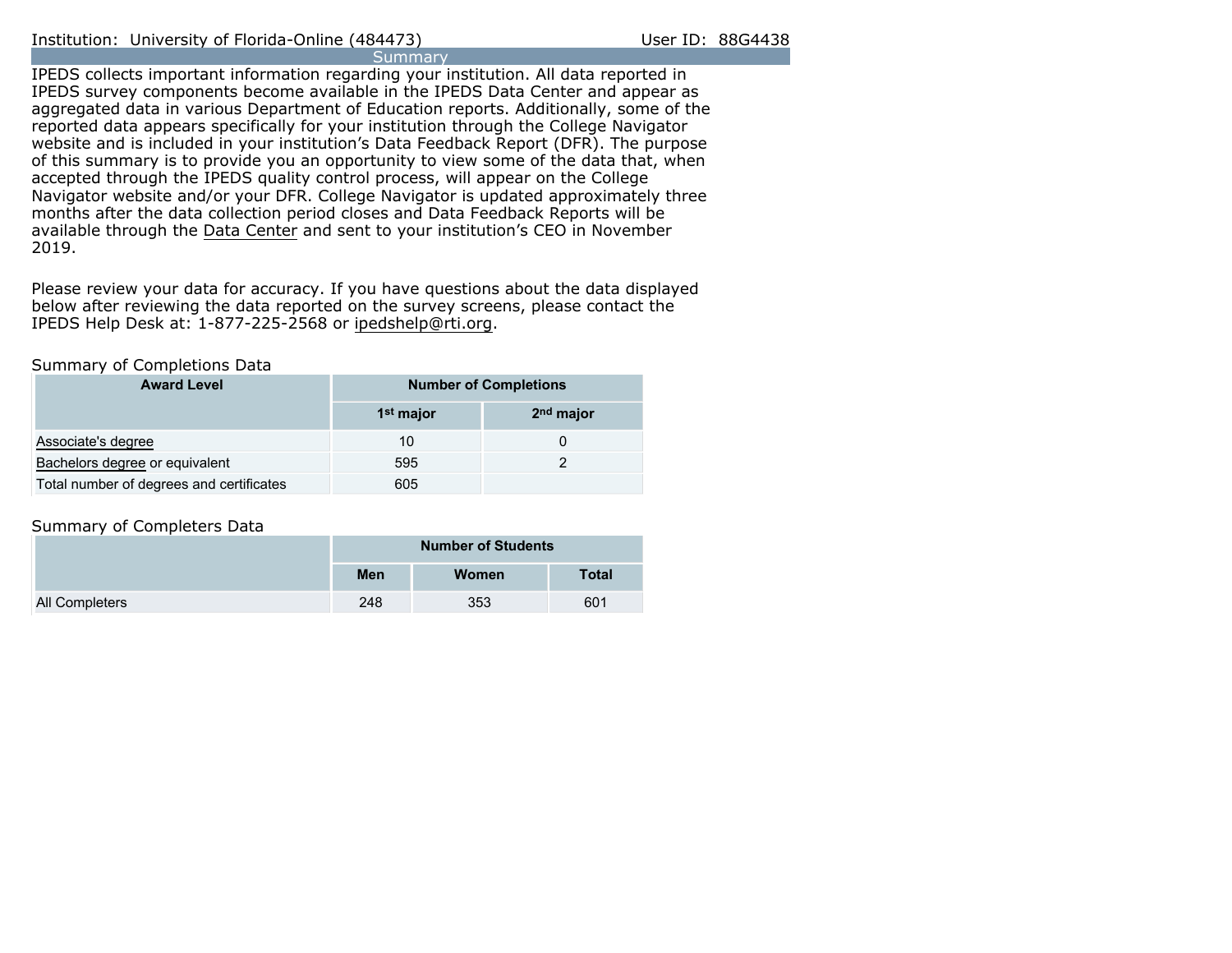Institution: University of Florida-Online (484473) User ID: 88G4438

## Summary

IPEDS collects important information regarding your institution. All data reported in IPEDS survey components become available in the IPEDS Data Center and appear as aggregated data in various Department of Education reports. Additionally, some of the reported data appears specifically for your institution through the College Navigator website and is included in your institution's Data Feedback Report (DFR). The purpose of this summary is to provide you an opportunity to view some of the data that, when accepted through the IPEDS quality control process, will appear on the College Navigator website and/or your DFR. College Navigator is updated approximately three months after the data collection period closes and Data Feedback Reports will be available through the Data Center and sent to your institution's CEO in November 2019.

Please review your data for accuracy. If you have questions about the data displayed below after reviewing the data reported on the survey screens, please contact the IPEDS Help Desk at: 1-877-225-2568 or ipedshelp@rti.org.

### Summary of Completions Data

| Award Level | Number of Completions | |
|---|---|---|
| | 1st major | 2nd major |
| Associate's degree | 10 | 0 |
| Bachelors degree or equivalent | 595 | 2 |
| Total number of degrees and certificates | 605 | |

### Summary of Completers Data

| | Number of Students | | |
|---|---|---|---|
| | Men | Women | Total |
| All Completers | 248 | 353 | 601 |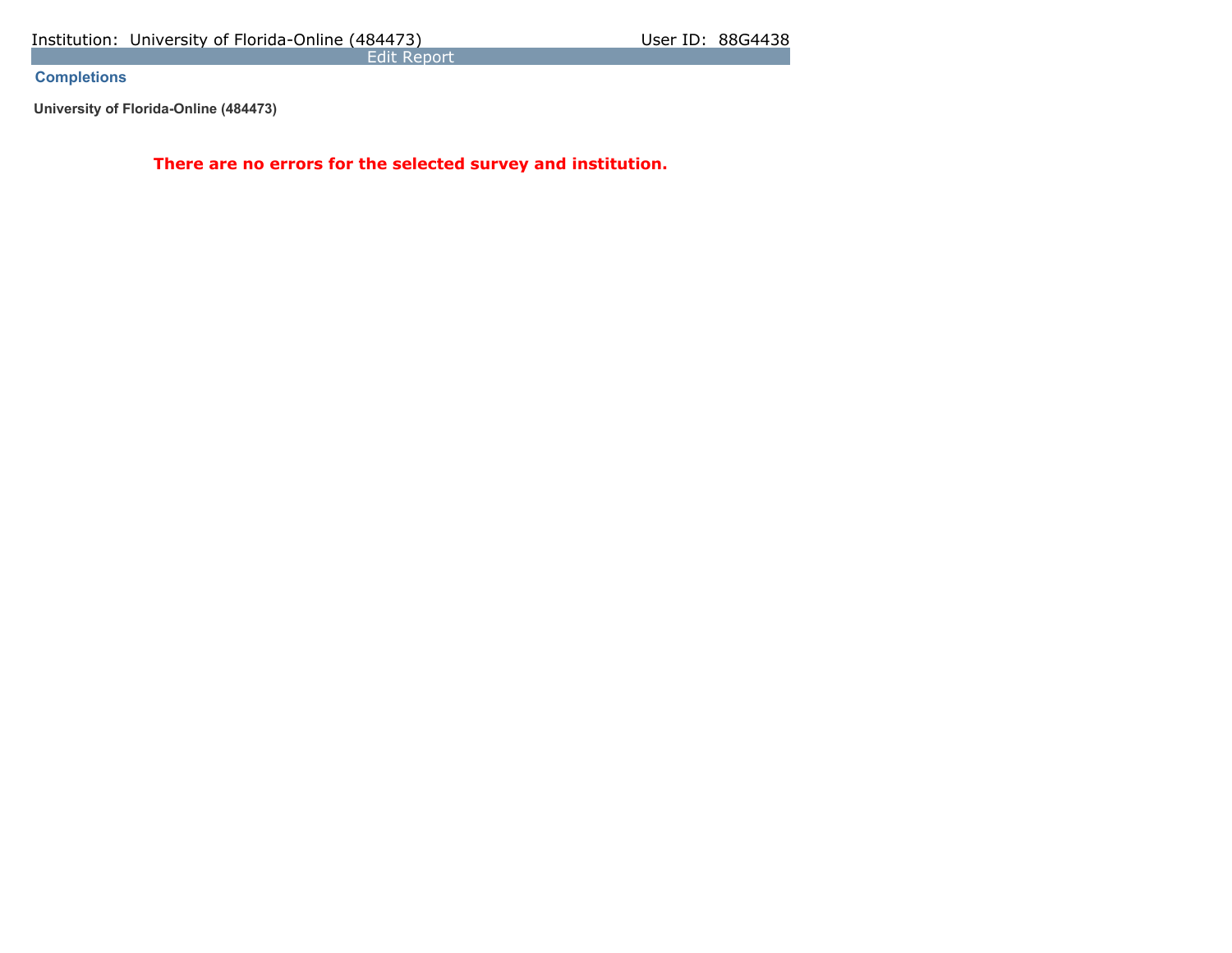Institution: University of Florida-Online (484473) User ID: 88G4438

## Edit Report

### Completions

**University of Florida-Online (484473)**

**There are no errors for the selected survey and institution.**